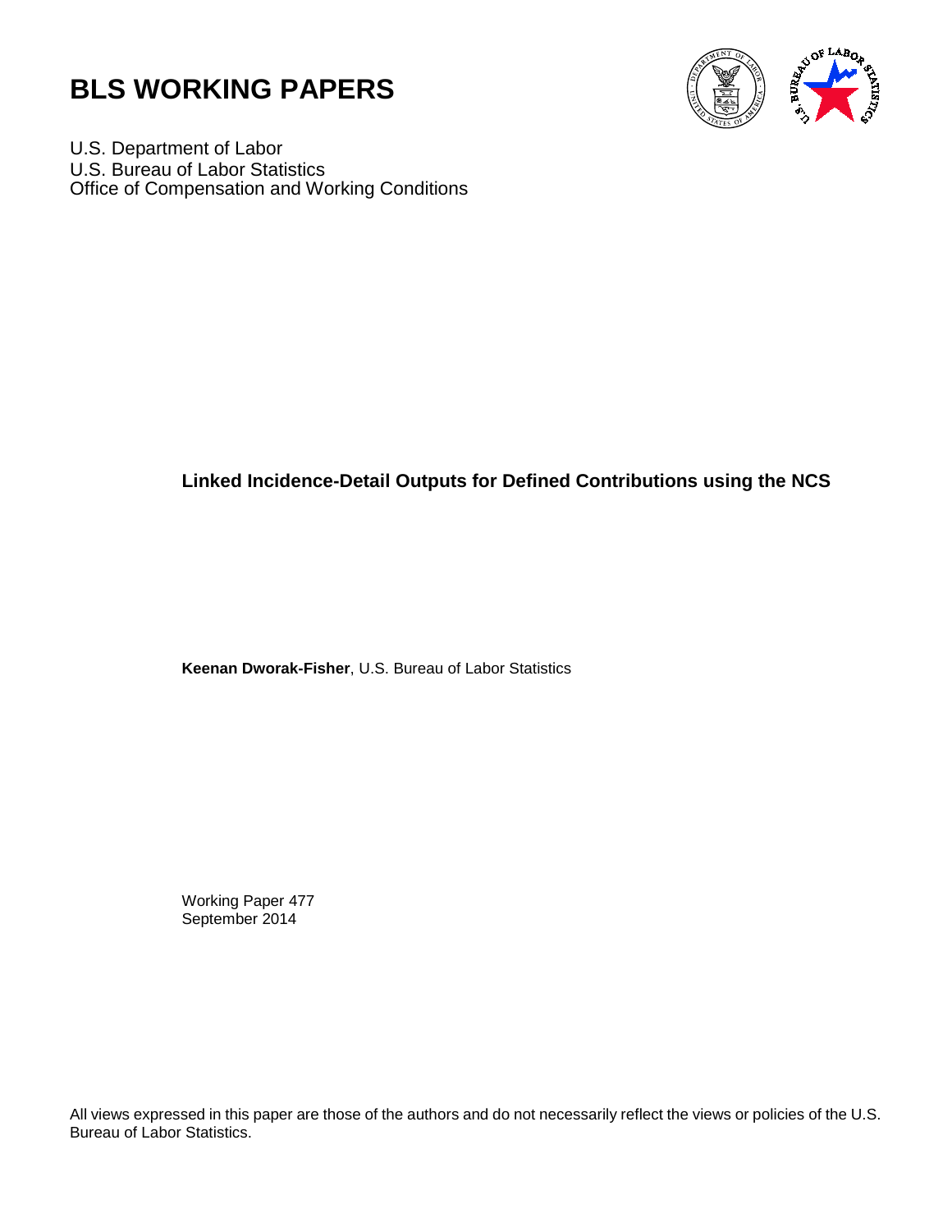# BLS WORKING PAPERS

U.S. Department of Labor
U.S. Bureau of Labor Statistics
Office of Compensation and Working Conditions

**Linked Incidence-Detail Outputs for Defined Contributions using the NCS**

**Keenan Dworak-Fisher**, U.S. Bureau of Labor Statistics

Working Paper 477
September 2014

All views expressed in this paper are those of the authors and do not necessarily reflect the views or policies of the U.S. Bureau of Labor Statistics.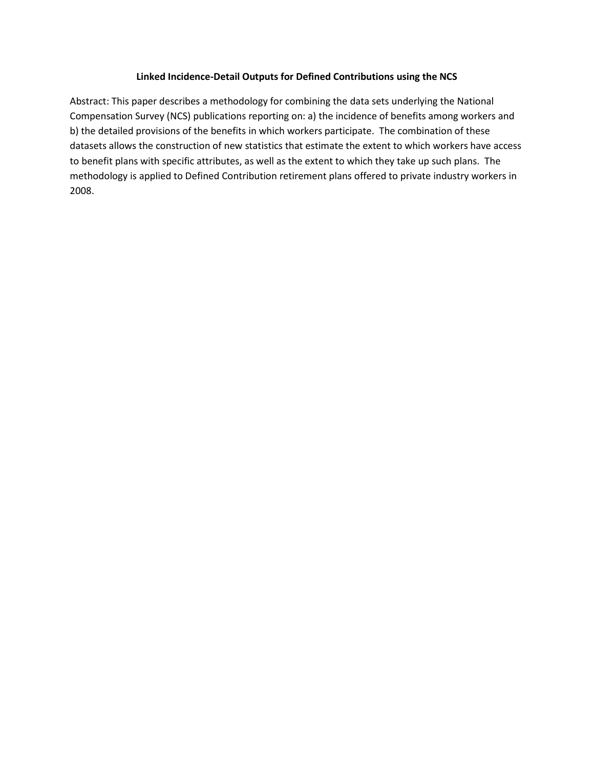**Linked Incidence-Detail Outputs for Defined Contributions using the NCS**

Abstract: This paper describes a methodology for combining the data sets underlying the National Compensation Survey (NCS) publications reporting on: a) the incidence of benefits among workers and b) the detailed provisions of the benefits in which workers participate. The combination of these datasets allows the construction of new statistics that estimate the extent to which workers have access to benefit plans with specific attributes, as well as the extent to which they take up such plans. The methodology is applied to Defined Contribution retirement plans offered to private industry workers in 2008.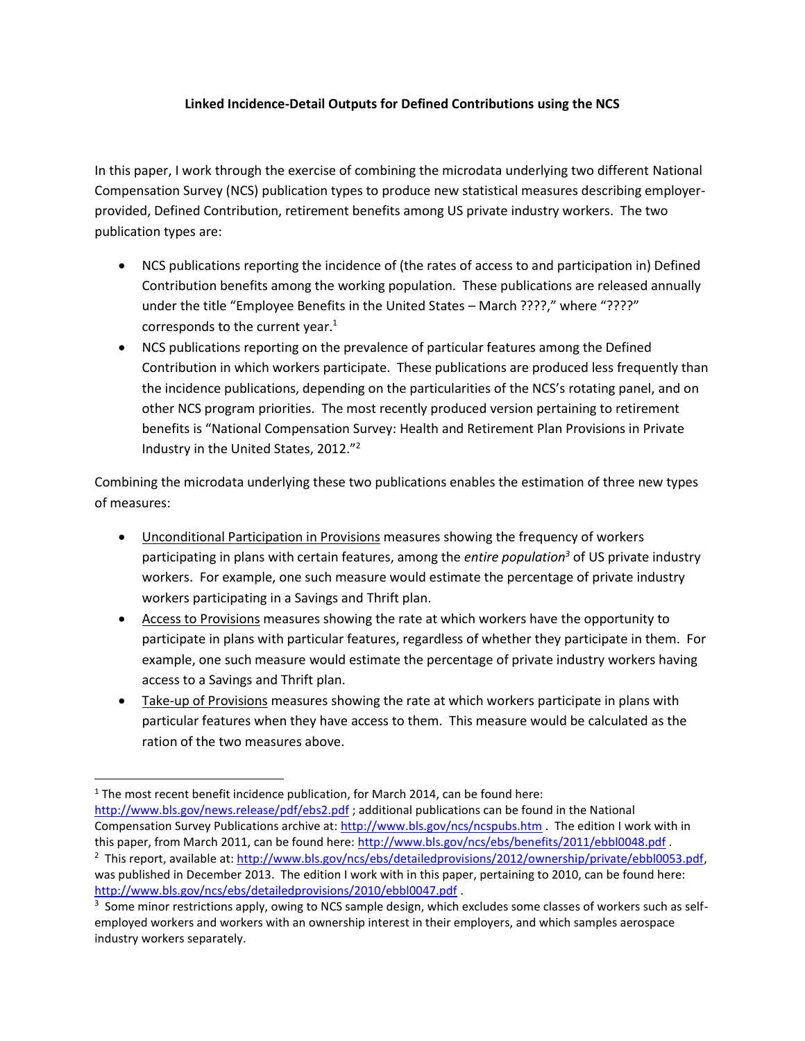**Linked Incidence-Detail Outputs for Defined Contributions using the NCS**

In this paper, I work through the exercise of combining the microdata underlying two different National Compensation Survey (NCS) publication types to produce new statistical measures describing employer-provided, Defined Contribution, retirement benefits among US private industry workers. The two publication types are:

- NCS publications reporting the incidence of (the rates of access to and participation in) Defined Contribution benefits among the working population. These publications are released annually under the title "Employee Benefits in the United States – March ????," where "????" corresponds to the current year.[1]
- NCS publications reporting on the prevalence of particular features among the Defined Contribution in which workers participate. These publications are produced less frequently than the incidence publications, depending on the particularities of the NCS's rotating panel, and on other NCS program priorities. The most recently produced version pertaining to retirement benefits is "National Compensation Survey: Health and Retirement Plan Provisions in Private Industry in the United States, 2012."[2]

Combining the microdata underlying these two publications enables the estimation of three new types of measures:

- Unconditional Participation in Provisions measures showing the frequency of workers participating in plans with certain features, among the *entire population*[3] of US private industry workers. For example, one such measure would estimate the percentage of private industry workers participating in a Savings and Thrift plan.
- Access to Provisions measures showing the rate at which workers have the opportunity to participate in plans with particular features, regardless of whether they participate in them. For example, one such measure would estimate the percentage of private industry workers having access to a Savings and Thrift plan.
- Take-up of Provisions measures showing the rate at which workers participate in plans with particular features when they have access to them. This measure would be calculated as the ration of the two measures above.

[1] The most recent benefit incidence publication, for March 2014, can be found here: http://www.bls.gov/news.release/pdf/ebs2.pdf ; additional publications can be found in the National Compensation Survey Publications archive at: http://www.bls.gov/ncs/ncspubs.htm . The edition I work with in this paper, from March 2011, can be found here: http://www.bls.gov/ncs/ebs/benefits/2011/ebbl0048.pdf .

[2] This report, available at: http://www.bls.gov/ncs/ebs/detailedprovisions/2012/ownership/private/ebbl0053.pdf, was published in December 2013. The edition I work with in this paper, pertaining to 2010, can be found here: http://www.bls.gov/ncs/ebs/detailedprovisions/2010/ebbl0047.pdf .

[3] Some minor restrictions apply, owing to NCS sample design, which excludes some classes of workers such as self-employed workers and workers with an ownership interest in their employers, and which samples aerospace industry workers separately.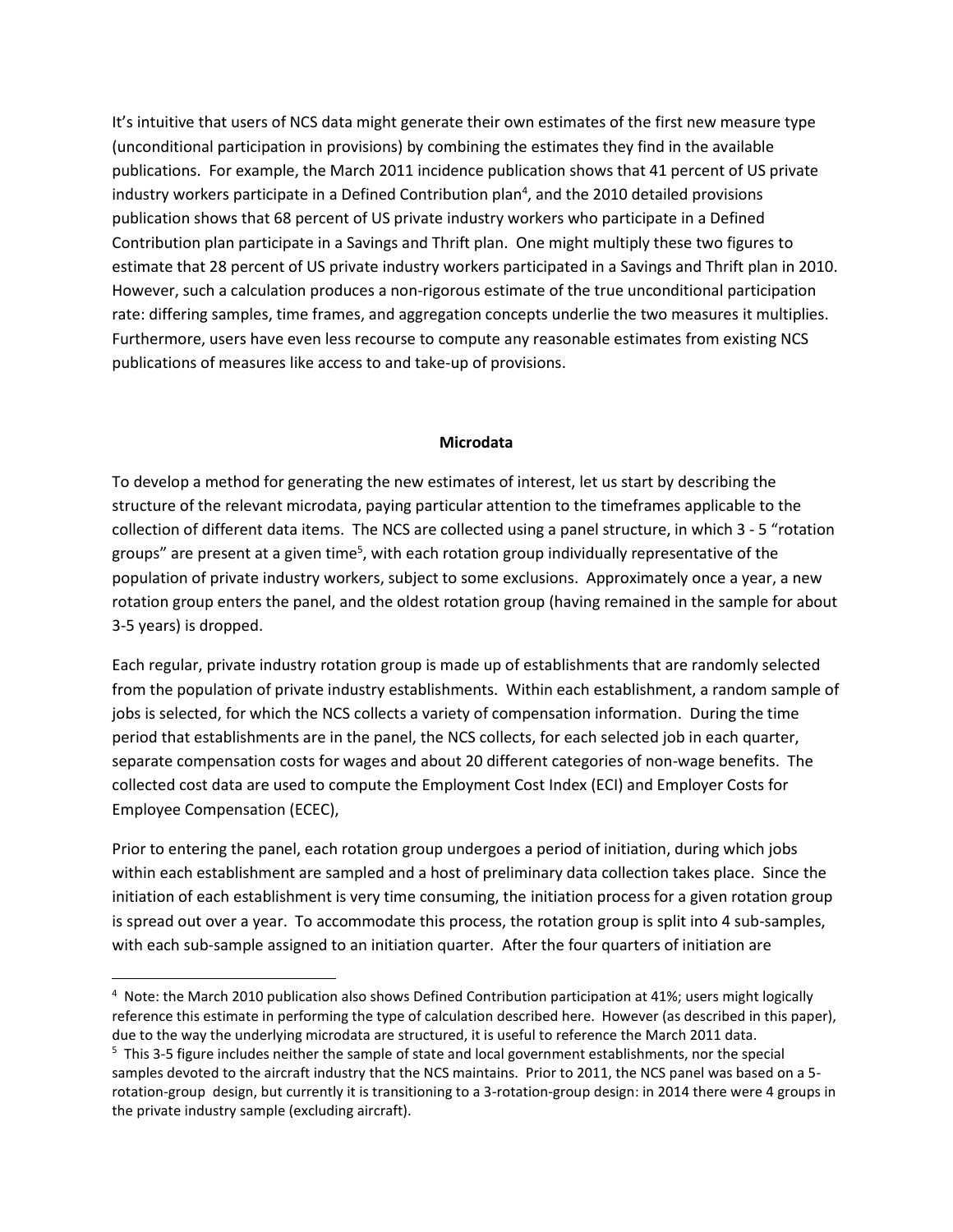It's intuitive that users of NCS data might generate their own estimates of the first new measure type (unconditional participation in provisions) by combining the estimates they find in the available publications. For example, the March 2011 incidence publication shows that 41 percent of US private industry workers participate in a Defined Contribution plan[4], and the 2010 detailed provisions publication shows that 68 percent of US private industry workers who participate in a Defined Contribution plan participate in a Savings and Thrift plan. One might multiply these two figures to estimate that 28 percent of US private industry workers participated in a Savings and Thrift plan in 2010. However, such a calculation produces a non-rigorous estimate of the true unconditional participation rate: differing samples, time frames, and aggregation concepts underlie the two measures it multiplies. Furthermore, users have even less recourse to compute any reasonable estimates from existing NCS publications of measures like access to and take-up of provisions.

**Microdata**

To develop a method for generating the new estimates of interest, let us start by describing the structure of the relevant microdata, paying particular attention to the timeframes applicable to the collection of different data items. The NCS are collected using a panel structure, in which 3 - 5 "rotation groups" are present at a given time[5], with each rotation group individually representative of the population of private industry workers, subject to some exclusions. Approximately once a year, a new rotation group enters the panel, and the oldest rotation group (having remained in the sample for about 3-5 years) is dropped.

Each regular, private industry rotation group is made up of establishments that are randomly selected from the population of private industry establishments. Within each establishment, a random sample of jobs is selected, for which the NCS collects a variety of compensation information. During the time period that establishments are in the panel, the NCS collects, for each selected job in each quarter, separate compensation costs for wages and about 20 different categories of non-wage benefits. The collected cost data are used to compute the Employment Cost Index (ECI) and Employer Costs for Employee Compensation (ECEC),

Prior to entering the panel, each rotation group undergoes a period of initiation, during which jobs within each establishment are sampled and a host of preliminary data collection takes place. Since the initiation of each establishment is very time consuming, the initiation process for a given rotation group is spread out over a year. To accommodate this process, the rotation group is split into 4 sub-samples, with each sub-sample assigned to an initiation quarter. After the four quarters of initiation are

[4] Note: the March 2010 publication also shows Defined Contribution participation at 41%; users might logically reference this estimate in performing the type of calculation described here. However (as described in this paper), due to the way the underlying microdata are structured, it is useful to reference the March 2011 data.

[5] This 3-5 figure includes neither the sample of state and local government establishments, nor the special samples devoted to the aircraft industry that the NCS maintains. Prior to 2011, the NCS panel was based on a 5-rotation-group design, but currently it is transitioning to a 3-rotation-group design: in 2014 there were 4 groups in the private industry sample (excluding aircraft).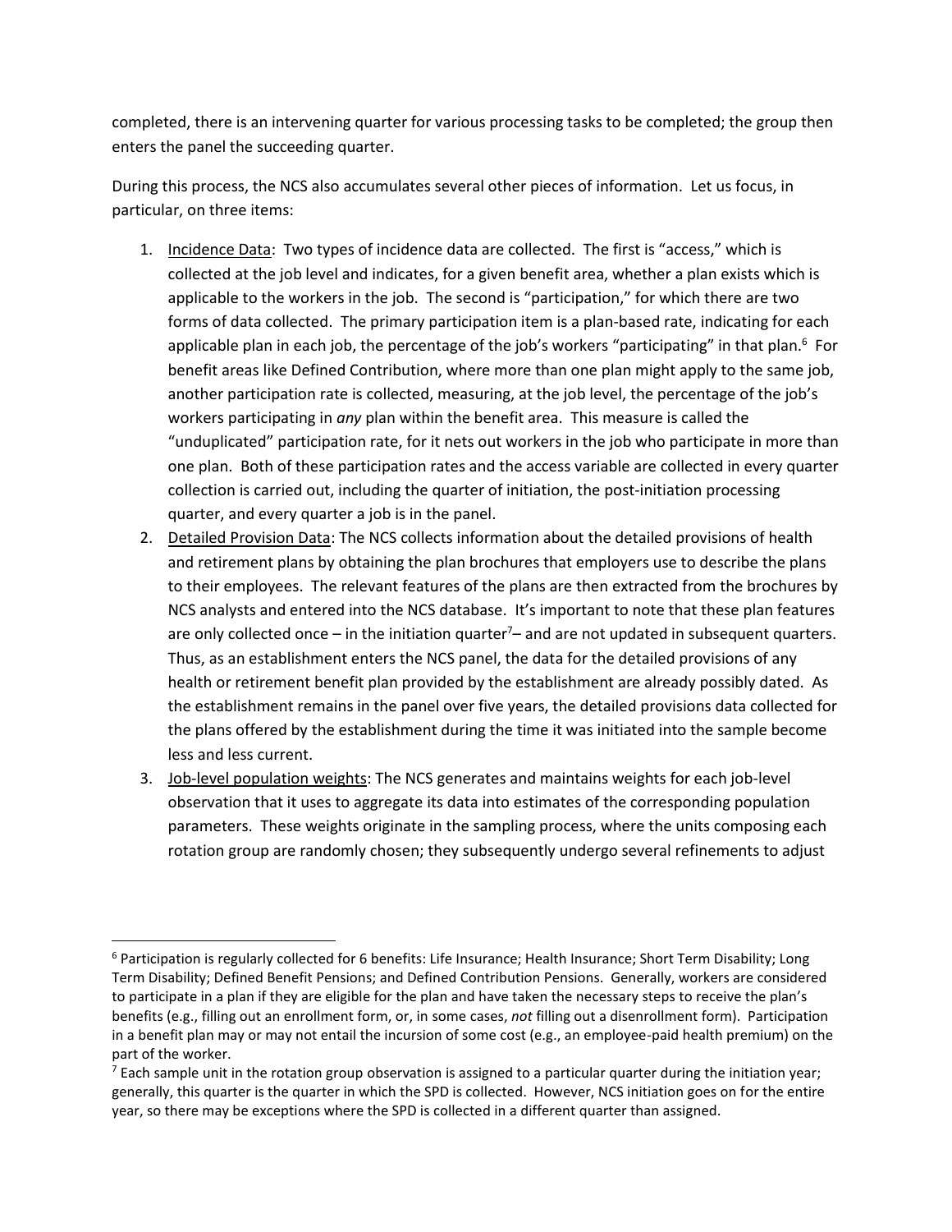completed, there is an intervening quarter for various processing tasks to be completed; the group then enters the panel the succeeding quarter.

During this process, the NCS also accumulates several other pieces of information. Let us focus, in particular, on three items:

1. Incidence Data: Two types of incidence data are collected. The first is "access," which is collected at the job level and indicates, for a given benefit area, whether a plan exists which is applicable to the workers in the job. The second is "participation," for which there are two forms of data collected. The primary participation item is a plan-based rate, indicating for each applicable plan in each job, the percentage of the job's workers "participating" in that plan.[6] For benefit areas like Defined Contribution, where more than one plan might apply to the same job, another participation rate is collected, measuring, at the job level, the percentage of the job's workers participating in *any* plan within the benefit area. This measure is called the "unduplicated" participation rate, for it nets out workers in the job who participate in more than one plan. Both of these participation rates and the access variable are collected in every quarter collection is carried out, including the quarter of initiation, the post-initiation processing quarter, and every quarter a job is in the panel.
2. Detailed Provision Data: The NCS collects information about the detailed provisions of health and retirement plans by obtaining the plan brochures that employers use to describe the plans to their employees. The relevant features of the plans are then extracted from the brochures by NCS analysts and entered into the NCS database. It's important to note that these plan features are only collected once – in the initiation quarter[7]– and are not updated in subsequent quarters. Thus, as an establishment enters the NCS panel, the data for the detailed provisions of any health or retirement benefit plan provided by the establishment are already possibly dated. As the establishment remains in the panel over five years, the detailed provisions data collected for the plans offered by the establishment during the time it was initiated into the sample become less and less current.
3. Job-level population weights: The NCS generates and maintains weights for each job-level observation that it uses to aggregate its data into estimates of the corresponding population parameters. These weights originate in the sampling process, where the units composing each rotation group are randomly chosen; they subsequently undergo several refinements to adjust

[6] Participation is regularly collected for 6 benefits: Life Insurance; Health Insurance; Short Term Disability; Long Term Disability; Defined Benefit Pensions; and Defined Contribution Pensions. Generally, workers are considered to participate in a plan if they are eligible for the plan and have taken the necessary steps to receive the plan's benefits (e.g., filling out an enrollment form, or, in some cases, *not* filling out a disenrollment form). Participation in a benefit plan may or may not entail the incursion of some cost (e.g., an employee-paid health premium) on the part of the worker.

[7] Each sample unit in the rotation group observation is assigned to a particular quarter during the initiation year; generally, this quarter is the quarter in which the SPD is collected. However, NCS initiation goes on for the entire year, so there may be exceptions where the SPD is collected in a different quarter than assigned.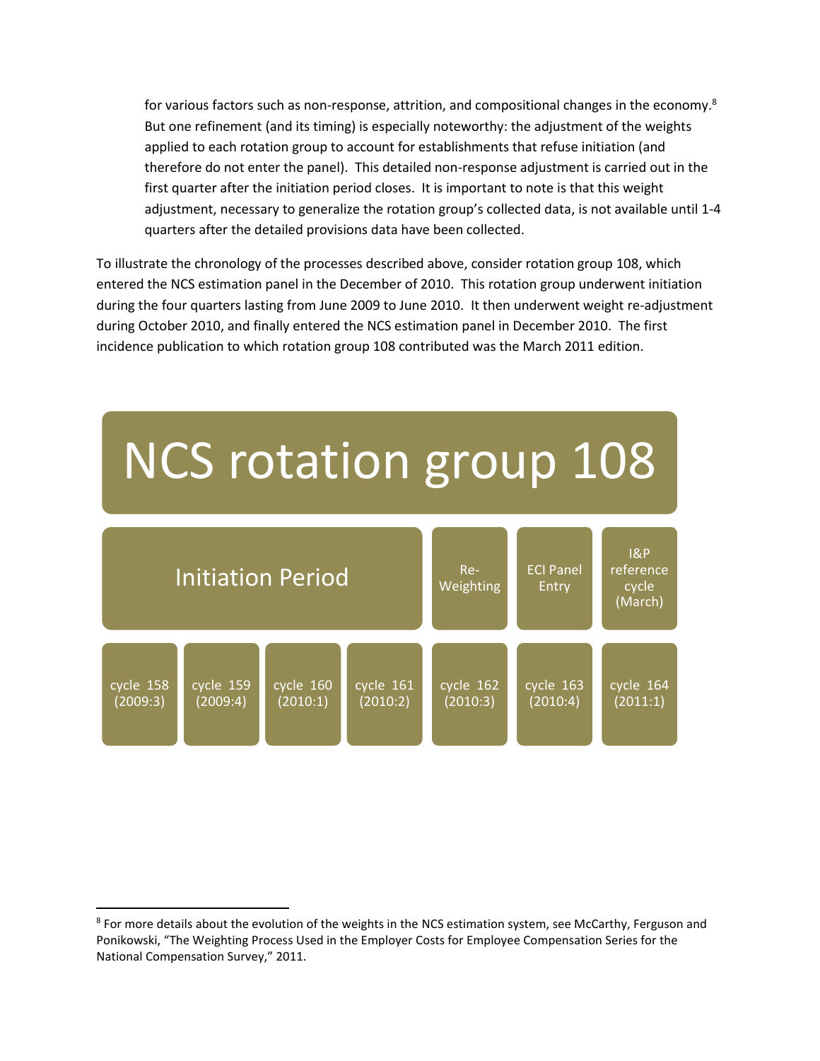for various factors such as non-response, attrition, and compositional changes in the economy.[8] But one refinement (and its timing) is especially noteworthy: the adjustment of the weights applied to each rotation group to account for establishments that refuse initiation (and therefore do not enter the panel). This detailed non-response adjustment is carried out in the first quarter after the initiation period closes. It is important to note is that this weight adjustment, necessary to generalize the rotation group's collected data, is not available until 1-4 quarters after the detailed provisions data have been collected.

To illustrate the chronology of the processes described above, consider rotation group 108, which entered the NCS estimation panel in the December of 2010. This rotation group underwent initiation during the four quarters lasting from June 2009 to June 2010. It then underwent weight re-adjustment during October 2010, and finally entered the NCS estimation panel in December 2010. The first incidence publication to which rotation group 108 contributed was the March 2011 edition.

NCS rotation group 108

Initiation Period

Re-Weighting

ECI Panel Entry

I&P reference cycle (March)

cycle 158 (2009:3)

cycle 159 (2009:4)

cycle 160 (2010:1)

cycle 161 (2010:2)

cycle 162 (2010:3)

cycle 163 (2010:4)

cycle 164 (2011:1)

[8] For more details about the evolution of the weights in the NCS estimation system, see McCarthy, Ferguson and Ponikowski, "The Weighting Process Used in the Employer Costs for Employee Compensation Series for the National Compensation Survey," 2011.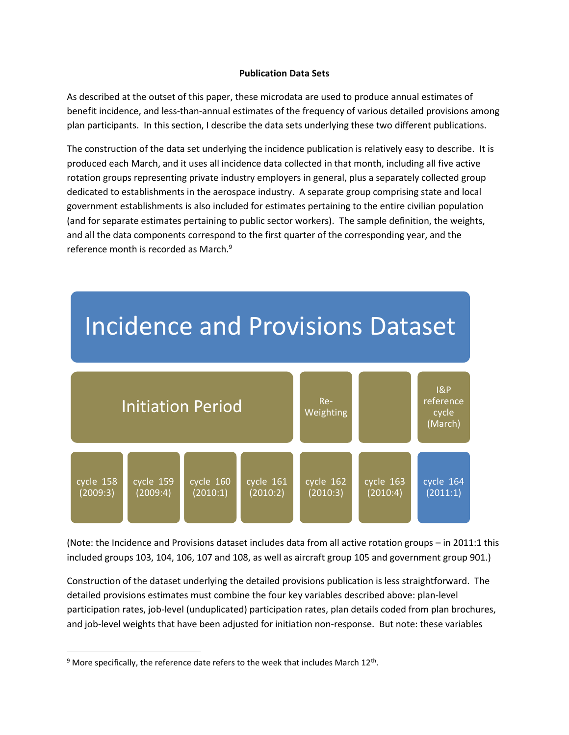**Publication Data Sets**

As described at the outset of this paper, these microdata are used to produce annual estimates of benefit incidence, and less-than-annual estimates of the frequency of various detailed provisions among plan participants. In this section, I describe the data sets underlying these two different publications.

The construction of the data set underlying the incidence publication is relatively easy to describe. It is produced each March, and it uses all incidence data collected in that month, including all five active rotation groups representing private industry employers in general, plus a separately collected group dedicated to establishments in the aerospace industry. A separate group comprising state and local government establishments is also included for estimates pertaining to the entire civilian population (and for separate estimates pertaining to public sector workers). The sample definition, the weights, and all the data components correspond to the first quarter of the corresponding year, and the reference month is recorded as March.[9]

Incidence and Provisions Dataset

Initiation Period

Re-Weighting

I&P reference cycle (March)

cycle 158 (2009:3)

cycle 159 (2009:4)

cycle 160 (2010:1)

cycle 161 (2010:2)

cycle 162 (2010:3)

cycle 163 (2010:4)

cycle 164 (2011:1)

(Note: the Incidence and Provisions dataset includes data from all active rotation groups – in 2011:1 this included groups 103, 104, 106, 107 and 108, as well as aircraft group 105 and government group 901.)

Construction of the dataset underlying the detailed provisions publication is less straightforward. The detailed provisions estimates must combine the four key variables described above: plan-level participation rates, job-level (unduplicated) participation rates, plan details coded from plan brochures, and job-level weights that have been adjusted for initiation non-response. But note: these variables

[9] More specifically, the reference date refers to the week that includes March 12th.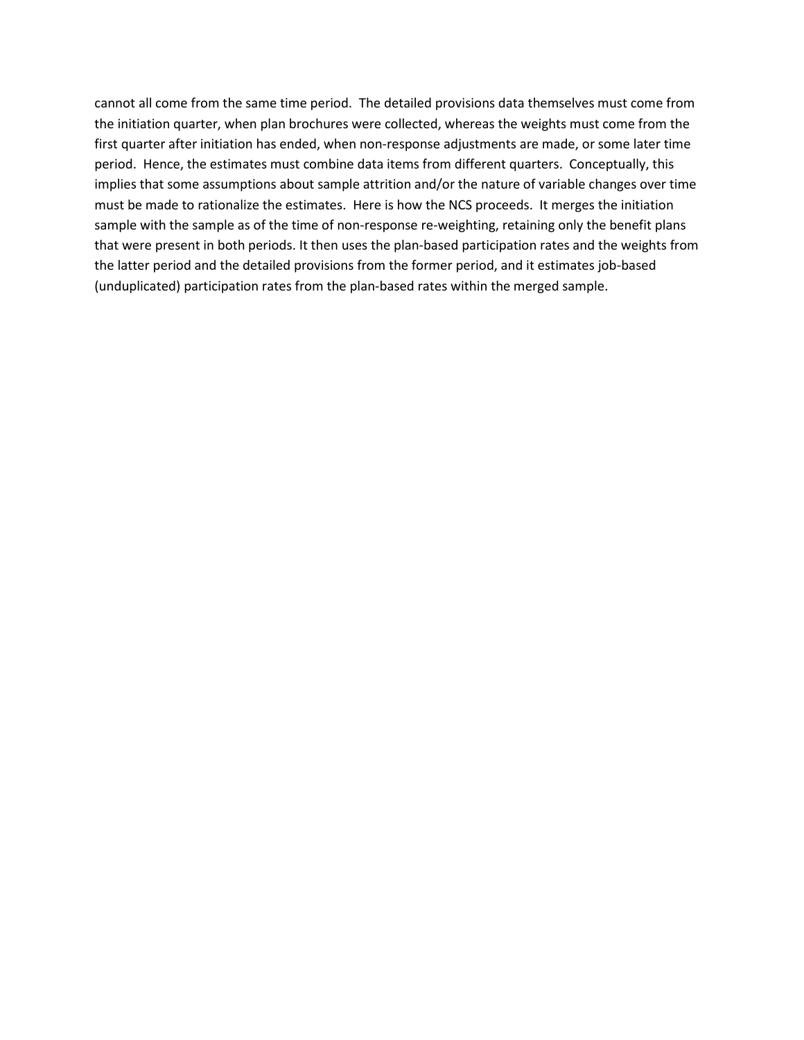cannot all come from the same time period. The detailed provisions data themselves must come from the initiation quarter, when plan brochures were collected, whereas the weights must come from the first quarter after initiation has ended, when non-response adjustments are made, or some later time period. Hence, the estimates must combine data items from different quarters. Conceptually, this implies that some assumptions about sample attrition and/or the nature of variable changes over time must be made to rationalize the estimates. Here is how the NCS proceeds. It merges the initiation sample with the sample as of the time of non-response re-weighting, retaining only the benefit plans that were present in both periods. It then uses the plan-based participation rates and the weights from the latter period and the detailed provisions from the former period, and it estimates job-based (unduplicated) participation rates from the plan-based rates within the merged sample.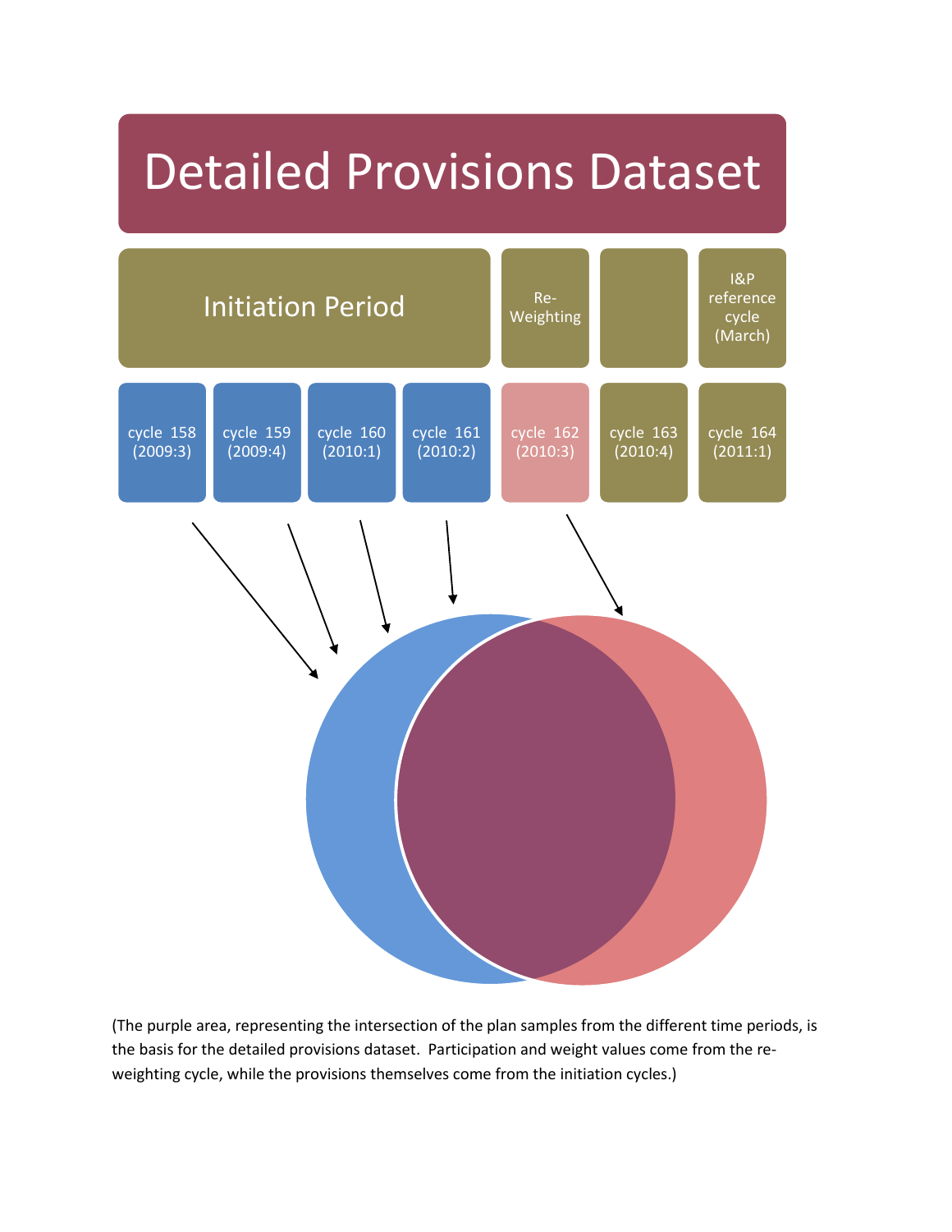# Detailed Provisions Dataset

Initiation Period

Re-Weighting

I&P reference cycle (March)

cycle 158 (2009:3)

cycle 159 (2009:4)

cycle 160 (2010:1)

cycle 161 (2010:2)

cycle 162 (2010:3)

cycle 163 (2010:4)

cycle 164 (2011:1)

(The purple area, representing the intersection of the plan samples from the different time periods, is the basis for the detailed provisions dataset. Participation and weight values come from the re-weighting cycle, while the provisions themselves come from the initiation cycles.)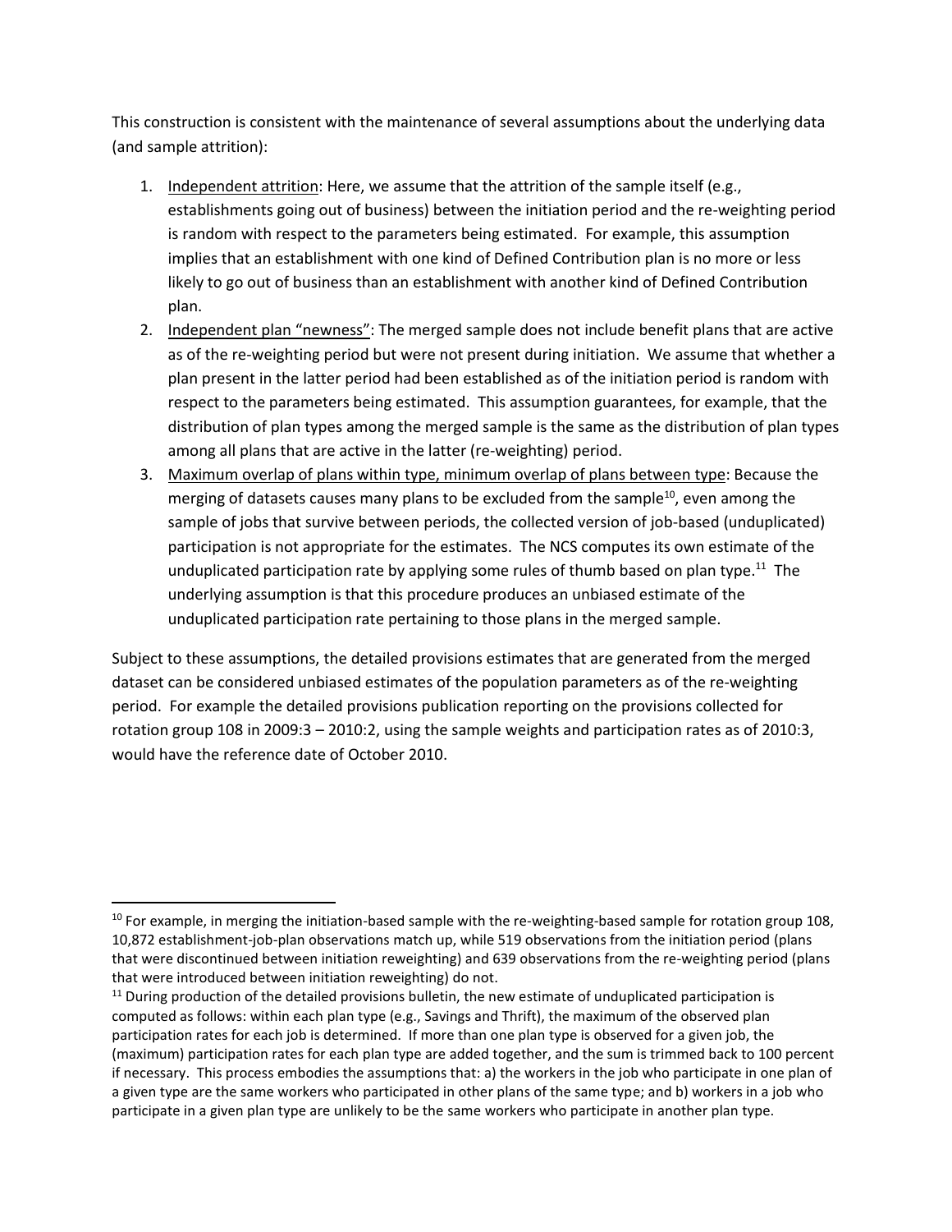This construction is consistent with the maintenance of several assumptions about the underlying data (and sample attrition):

1. Independent attrition: Here, we assume that the attrition of the sample itself (e.g., establishments going out of business) between the initiation period and the re-weighting period is random with respect to the parameters being estimated. For example, this assumption implies that an establishment with one kind of Defined Contribution plan is no more or less likely to go out of business than an establishment with another kind of Defined Contribution plan.
2. Independent plan "newness": The merged sample does not include benefit plans that are active as of the re-weighting period but were not present during initiation. We assume that whether a plan present in the latter period had been established as of the initiation period is random with respect to the parameters being estimated. This assumption guarantees, for example, that the distribution of plan types among the merged sample is the same as the distribution of plan types among all plans that are active in the latter (re-weighting) period.
3. Maximum overlap of plans within type, minimum overlap of plans between type: Because the merging of datasets causes many plans to be excluded from the sample[10], even among the sample of jobs that survive between periods, the collected version of job-based (unduplicated) participation is not appropriate for the estimates. The NCS computes its own estimate of the unduplicated participation rate by applying some rules of thumb based on plan type.[11] The underlying assumption is that this procedure produces an unbiased estimate of the unduplicated participation rate pertaining to those plans in the merged sample.

Subject to these assumptions, the detailed provisions estimates that are generated from the merged dataset can be considered unbiased estimates of the population parameters as of the re-weighting period. For example the detailed provisions publication reporting on the provisions collected for rotation group 108 in 2009:3 – 2010:2, using the sample weights and participation rates as of 2010:3, would have the reference date of October 2010.

[10] For example, in merging the initiation-based sample with the re-weighting-based sample for rotation group 108, 10,872 establishment-job-plan observations match up, while 519 observations from the initiation period (plans that were discontinued between initiation reweighting) and 639 observations from the re-weighting period (plans that were introduced between initiation reweighting) do not.

[11] During production of the detailed provisions bulletin, the new estimate of unduplicated participation is computed as follows: within each plan type (e.g., Savings and Thrift), the maximum of the observed plan participation rates for each job is determined. If more than one plan type is observed for a given job, the (maximum) participation rates for each plan type are added together, and the sum is trimmed back to 100 percent if necessary. This process embodies the assumptions that: a) the workers in the job who participate in one plan of a given type are the same workers who participated in other plans of the same type; and b) workers in a job who participate in a given plan type are unlikely to be the same workers who participate in another plan type.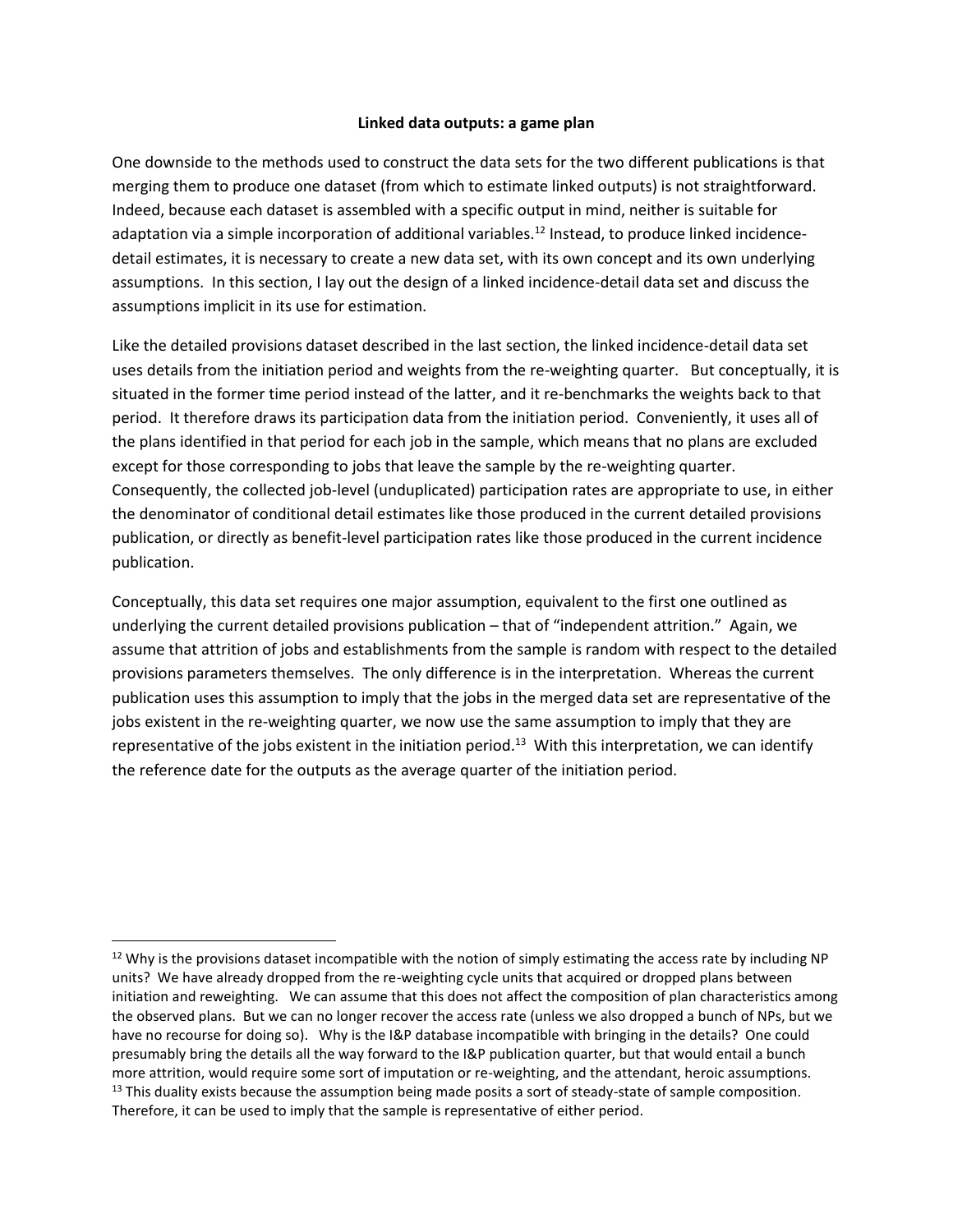**Linked data outputs: a game plan**

One downside to the methods used to construct the data sets for the two different publications is that merging them to produce one dataset (from which to estimate linked outputs) is not straightforward. Indeed, because each dataset is assembled with a specific output in mind, neither is suitable for adaptation via a simple incorporation of additional variables.[12] Instead, to produce linked incidence-detail estimates, it is necessary to create a new data set, with its own concept and its own underlying assumptions. In this section, I lay out the design of a linked incidence-detail data set and discuss the assumptions implicit in its use for estimation.

Like the detailed provisions dataset described in the last section, the linked incidence-detail data set uses details from the initiation period and weights from the re-weighting quarter. But conceptually, it is situated in the former time period instead of the latter, and it re-benchmarks the weights back to that period. It therefore draws its participation data from the initiation period. Conveniently, it uses all of the plans identified in that period for each job in the sample, which means that no plans are excluded except for those corresponding to jobs that leave the sample by the re-weighting quarter. Consequently, the collected job-level (unduplicated) participation rates are appropriate to use, in either the denominator of conditional detail estimates like those produced in the current detailed provisions publication, or directly as benefit-level participation rates like those produced in the current incidence publication.

Conceptually, this data set requires one major assumption, equivalent to the first one outlined as underlying the current detailed provisions publication – that of "independent attrition." Again, we assume that attrition of jobs and establishments from the sample is random with respect to the detailed provisions parameters themselves. The only difference is in the interpretation. Whereas the current publication uses this assumption to imply that the jobs in the merged data set are representative of the jobs existent in the re-weighting quarter, we now use the same assumption to imply that they are representative of the jobs existent in the initiation period.[13] With this interpretation, we can identify the reference date for the outputs as the average quarter of the initiation period.

---

[12] Why is the provisions dataset incompatible with the notion of simply estimating the access rate by including NP units? We have already dropped from the re-weighting cycle units that acquired or dropped plans between initiation and reweighting. We can assume that this does not affect the composition of plan characteristics among the observed plans. But we can no longer recover the access rate (unless we also dropped a bunch of NPs, but we have no recourse for doing so). Why is the I&P database incompatible with bringing in the details? One could presumably bring the details all the way forward to the I&P publication quarter, but that would entail a bunch more attrition, would require some sort of imputation or re-weighting, and the attendant, heroic assumptions.

[13] This duality exists because the assumption being made posits a sort of steady-state of sample composition. Therefore, it can be used to imply that the sample is representative of either period.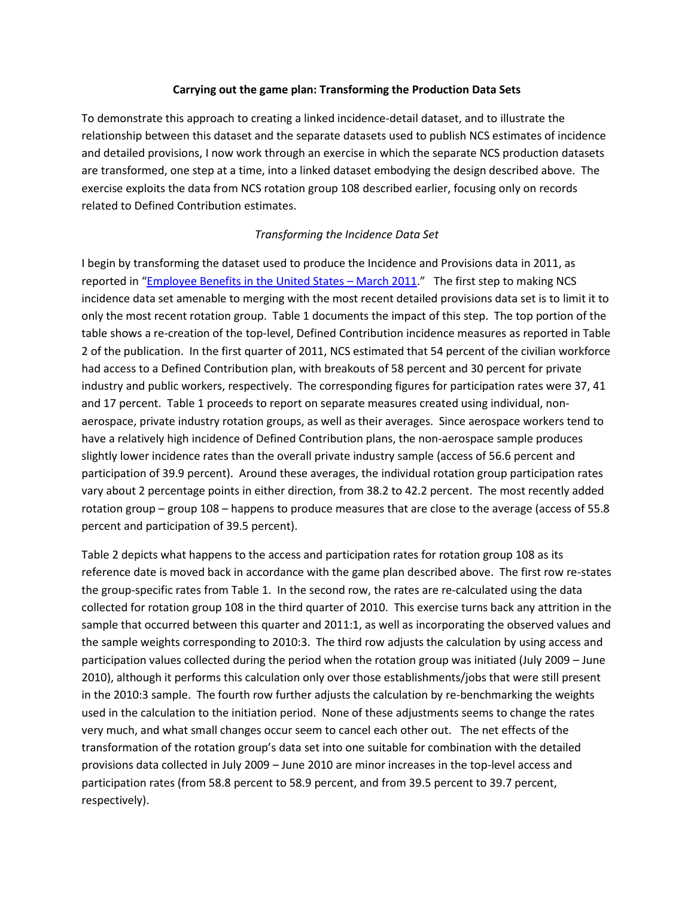**Carrying out the game plan: Transforming the Production Data Sets**

To demonstrate this approach to creating a linked incidence-detail dataset, and to illustrate the relationship between this dataset and the separate datasets used to publish NCS estimates of incidence and detailed provisions, I now work through an exercise in which the separate NCS production datasets are transformed, one step at a time, into a linked dataset embodying the design described above. The exercise exploits the data from NCS rotation group 108 described earlier, focusing only on records related to Defined Contribution estimates.

*Transforming the Incidence Data Set*

I begin by transforming the dataset used to produce the Incidence and Provisions data in 2011, as reported in "Employee Benefits in the United States – March 2011." The first step to making NCS incidence data set amenable to merging with the most recent detailed provisions data set is to limit it to only the most recent rotation group. Table 1 documents the impact of this step. The top portion of the table shows a re-creation of the top-level, Defined Contribution incidence measures as reported in Table 2 of the publication. In the first quarter of 2011, NCS estimated that 54 percent of the civilian workforce had access to a Defined Contribution plan, with breakouts of 58 percent and 30 percent for private industry and public workers, respectively. The corresponding figures for participation rates were 37, 41 and 17 percent. Table 1 proceeds to report on separate measures created using individual, non-aerospace, private industry rotation groups, as well as their averages. Since aerospace workers tend to have a relatively high incidence of Defined Contribution plans, the non-aerospace sample produces slightly lower incidence rates than the overall private industry sample (access of 56.6 percent and participation of 39.9 percent). Around these averages, the individual rotation group participation rates vary about 2 percentage points in either direction, from 38.2 to 42.2 percent. The most recently added rotation group – group 108 – happens to produce measures that are close to the average (access of 55.8 percent and participation of 39.5 percent).

Table 2 depicts what happens to the access and participation rates for rotation group 108 as its reference date is moved back in accordance with the game plan described above. The first row re-states the group-specific rates from Table 1. In the second row, the rates are re-calculated using the data collected for rotation group 108 in the third quarter of 2010. This exercise turns back any attrition in the sample that occurred between this quarter and 2011:1, as well as incorporating the observed values and the sample weights corresponding to 2010:3. The third row adjusts the calculation by using access and participation values collected during the period when the rotation group was initiated (July 2009 – June 2010), although it performs this calculation only over those establishments/jobs that were still present in the 2010:3 sample. The fourth row further adjusts the calculation by re-benchmarking the weights used in the calculation to the initiation period. None of these adjustments seems to change the rates very much, and what small changes occur seem to cancel each other out. The net effects of the transformation of the rotation group's data set into one suitable for combination with the detailed provisions data collected in July 2009 – June 2010 are minor increases in the top-level access and participation rates (from 58.8 percent to 58.9 percent, and from 39.5 percent to 39.7 percent, respectively).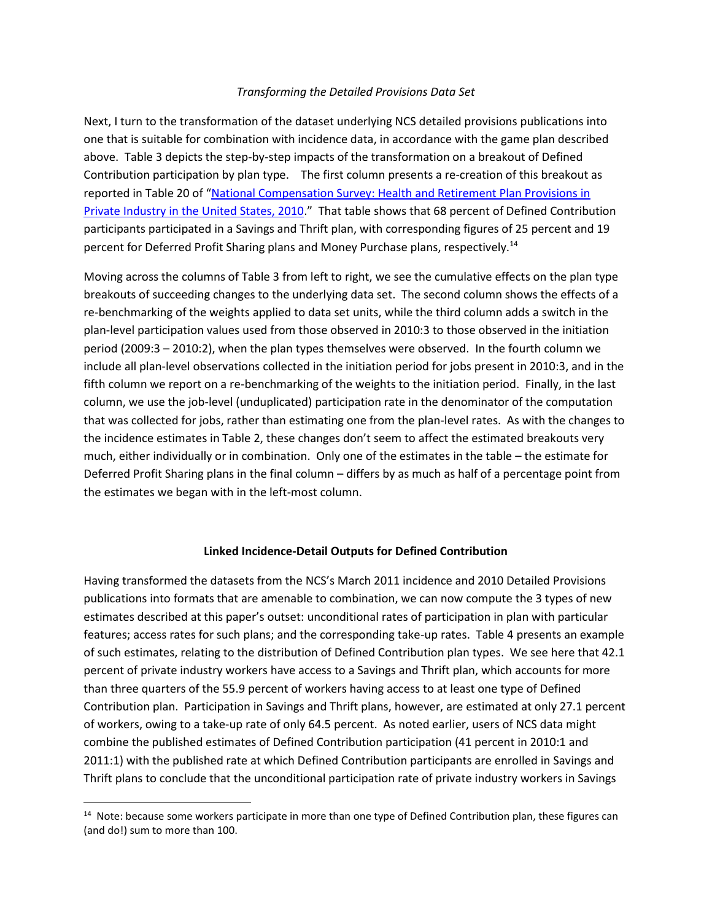*Transforming the Detailed Provisions Data Set*

Next, I turn to the transformation of the dataset underlying NCS detailed provisions publications into one that is suitable for combination with incidence data, in accordance with the game plan described above. Table 3 depicts the step-by-step impacts of the transformation on a breakout of Defined Contribution participation by plan type. The first column presents a re-creation of this breakout as reported in Table 20 of "[National Compensation Survey: Health and Retirement Plan Provisions in Private Industry in the United States, 2010](#)." That table shows that 68 percent of Defined Contribution participants participated in a Savings and Thrift plan, with corresponding figures of 25 percent and 19 percent for Deferred Profit Sharing plans and Money Purchase plans, respectively.[14]

Moving across the columns of Table 3 from left to right, we see the cumulative effects on the plan type breakouts of succeeding changes to the underlying data set. The second column shows the effects of a re-benchmarking of the weights applied to data set units, while the third column adds a switch in the plan-level participation values used from those observed in 2010:3 to those observed in the initiation period (2009:3 – 2010:2), when the plan types themselves were observed. In the fourth column we include all plan-level observations collected in the initiation period for jobs present in 2010:3, and in the fifth column we report on a re-benchmarking of the weights to the initiation period. Finally, in the last column, we use the job-level (unduplicated) participation rate in the denominator of the computation that was collected for jobs, rather than estimating one from the plan-level rates. As with the changes to the incidence estimates in Table 2, these changes don't seem to affect the estimated breakouts very much, either individually or in combination. Only one of the estimates in the table – the estimate for Deferred Profit Sharing plans in the final column – differs by as much as half of a percentage point from the estimates we began with in the left-most column.

## Linked Incidence-Detail Outputs for Defined Contribution

Having transformed the datasets from the NCS's March 2011 incidence and 2010 Detailed Provisions publications into formats that are amenable to combination, we can now compute the 3 types of new estimates described at this paper's outset: unconditional rates of participation in plan with particular features; access rates for such plans; and the corresponding take-up rates. Table 4 presents an example of such estimates, relating to the distribution of Defined Contribution plan types. We see here that 42.1 percent of private industry workers have access to a Savings and Thrift plan, which accounts for more than three quarters of the 55.9 percent of workers having access to at least one type of Defined Contribution plan. Participation in Savings and Thrift plans, however, are estimated at only 27.1 percent of workers, owing to a take-up rate of only 64.5 percent. As noted earlier, users of NCS data might combine the published estimates of Defined Contribution participation (41 percent in 2010:1 and 2011:1) with the published rate at which Defined Contribution participants are enrolled in Savings and Thrift plans to conclude that the unconditional participation rate of private industry workers in Savings

---

[14] Note: because some workers participate in more than one type of Defined Contribution plan, these figures can (and do!) sum to more than 100.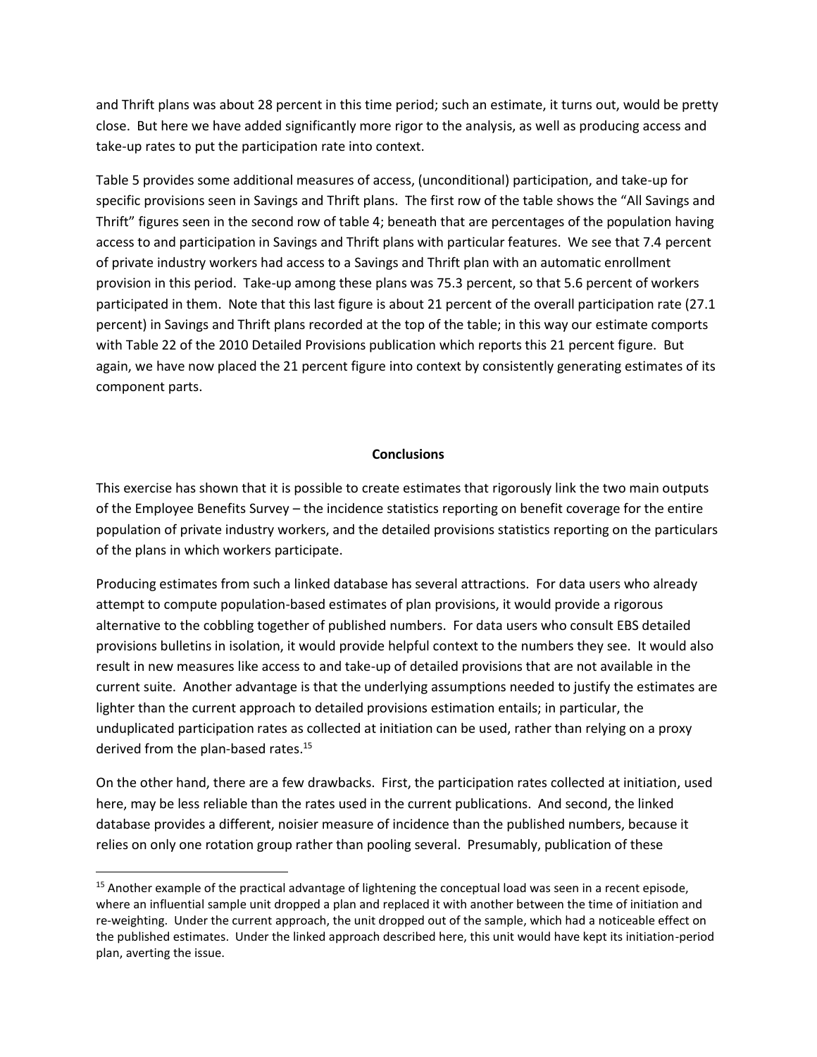and Thrift plans was about 28 percent in this time period; such an estimate, it turns out, would be pretty close. But here we have added significantly more rigor to the analysis, as well as producing access and take-up rates to put the participation rate into context.

Table 5 provides some additional measures of access, (unconditional) participation, and take-up for specific provisions seen in Savings and Thrift plans. The first row of the table shows the "All Savings and Thrift" figures seen in the second row of table 4; beneath that are percentages of the population having access to and participation in Savings and Thrift plans with particular features. We see that 7.4 percent of private industry workers had access to a Savings and Thrift plan with an automatic enrollment provision in this period. Take-up among these plans was 75.3 percent, so that 5.6 percent of workers participated in them. Note that this last figure is about 21 percent of the overall participation rate (27.1 percent) in Savings and Thrift plans recorded at the top of the table; in this way our estimate comports with Table 22 of the 2010 Detailed Provisions publication which reports this 21 percent figure. But again, we have now placed the 21 percent figure into context by consistently generating estimates of its component parts.

## Conclusions

This exercise has shown that it is possible to create estimates that rigorously link the two main outputs of the Employee Benefits Survey – the incidence statistics reporting on benefit coverage for the entire population of private industry workers, and the detailed provisions statistics reporting on the particulars of the plans in which workers participate.

Producing estimates from such a linked database has several attractions. For data users who already attempt to compute population-based estimates of plan provisions, it would provide a rigorous alternative to the cobbling together of published numbers. For data users who consult EBS detailed provisions bulletins in isolation, it would provide helpful context to the numbers they see. It would also result in new measures like access to and take-up of detailed provisions that are not available in the current suite. Another advantage is that the underlying assumptions needed to justify the estimates are lighter than the current approach to detailed provisions estimation entails; in particular, the unduplicated participation rates as collected at initiation can be used, rather than relying on a proxy derived from the plan-based rates.[15]

On the other hand, there are a few drawbacks. First, the participation rates collected at initiation, used here, may be less reliable than the rates used in the current publications. And second, the linked database provides a different, noisier measure of incidence than the published numbers, because it relies on only one rotation group rather than pooling several. Presumably, publication of these

---

[15] Another example of the practical advantage of lightening the conceptual load was seen in a recent episode, where an influential sample unit dropped a plan and replaced it with another between the time of initiation and re-weighting. Under the current approach, the unit dropped out of the sample, which had a noticeable effect on the published estimates. Under the linked approach described here, this unit would have kept its initiation-period plan, averting the issue.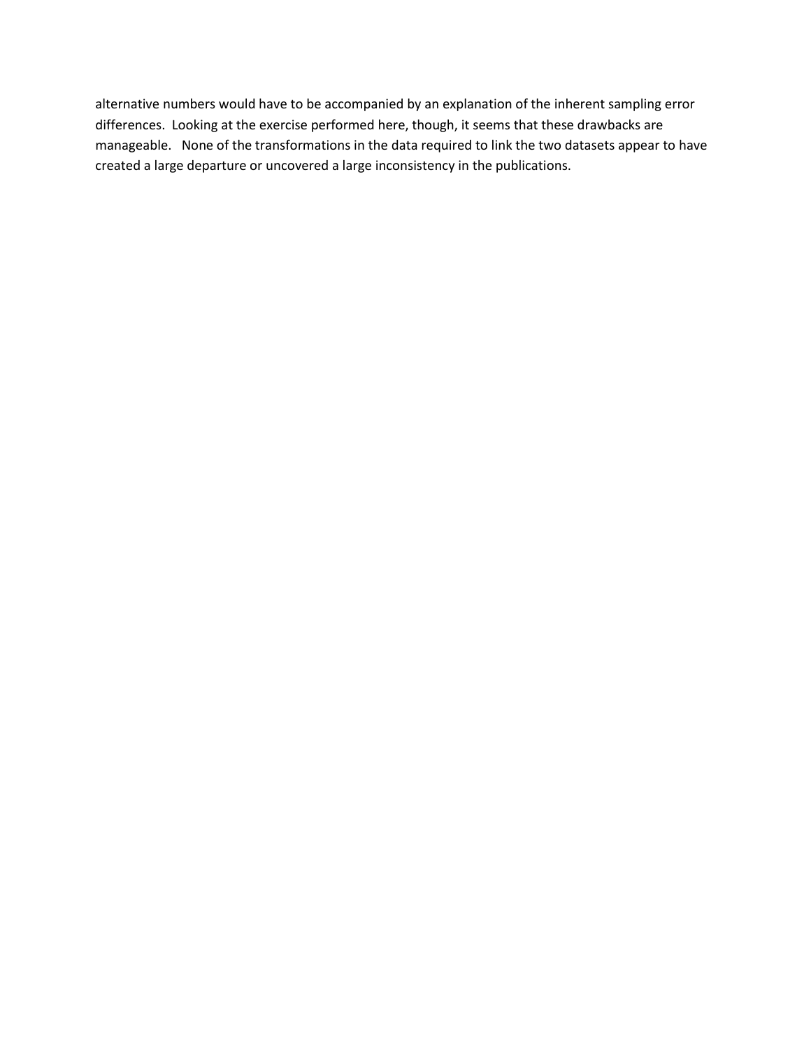alternative numbers would have to be accompanied by an explanation of the inherent sampling error differences. Looking at the exercise performed here, though, it seems that these drawbacks are manageable. None of the transformations in the data required to link the two datasets appear to have created a large departure or uncovered a large inconsistency in the publications.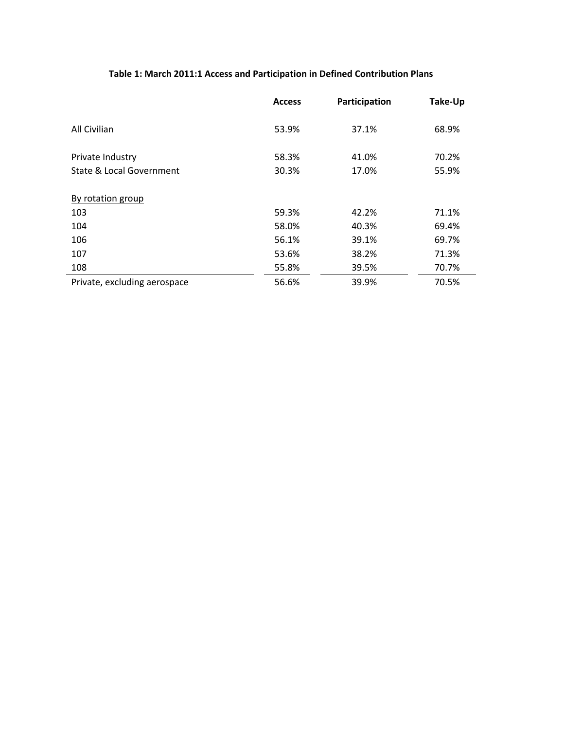**Table 1: March 2011:1 Access and Participation in Defined Contribution Plans**

| | Access | Participation | Take-Up |
|---|---|---|---|
| All Civilian | 53.9% | 37.1% | 68.9% |
| Private Industry | 58.3% | 41.0% | 70.2% |
| State & Local Government | 30.3% | 17.0% | 55.9% |
| By rotation group | | | |
| 103 | 59.3% | 42.2% | 71.1% |
| 104 | 58.0% | 40.3% | 69.4% |
| 106 | 56.1% | 39.1% | 69.7% |
| 107 | 53.6% | 38.2% | 71.3% |
| 108 | 55.8% | 39.5% | 70.7% |
| Private, excluding aerospace | 56.6% | 39.9% | 70.5% |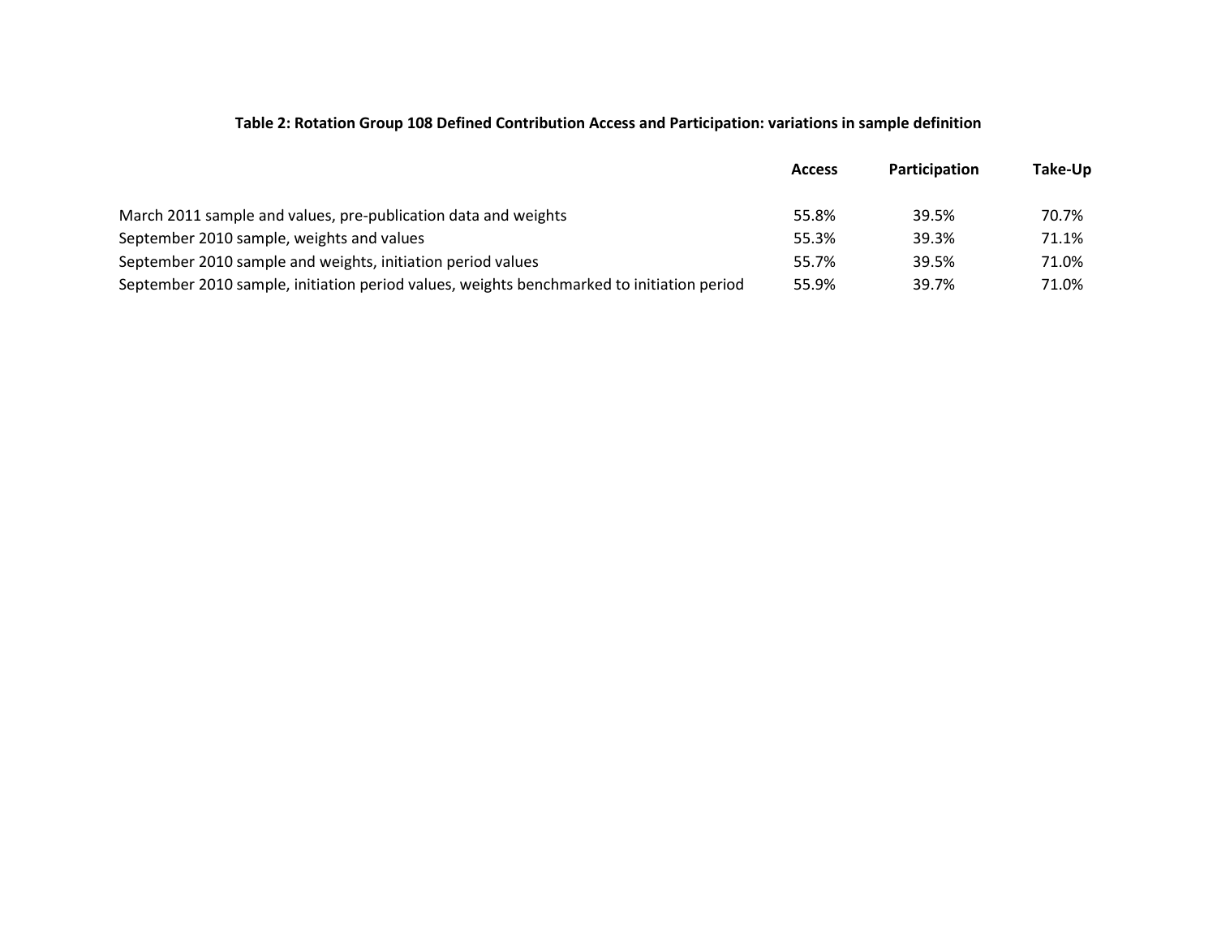**Table 2: Rotation Group 108 Defined Contribution Access and Participation: variations in sample definition**

| | Access | Participation | Take-Up |
|---|---|---|---|
| March 2011 sample and values, pre-publication data and weights | 55.8% | 39.5% | 70.7% |
| September 2010 sample, weights and values | 55.3% | 39.3% | 71.1% |
| September 2010 sample and weights, initiation period values | 55.7% | 39.5% | 71.0% |
| September 2010 sample, initiation period values, weights benchmarked to initiation period | 55.9% | 39.7% | 71.0% |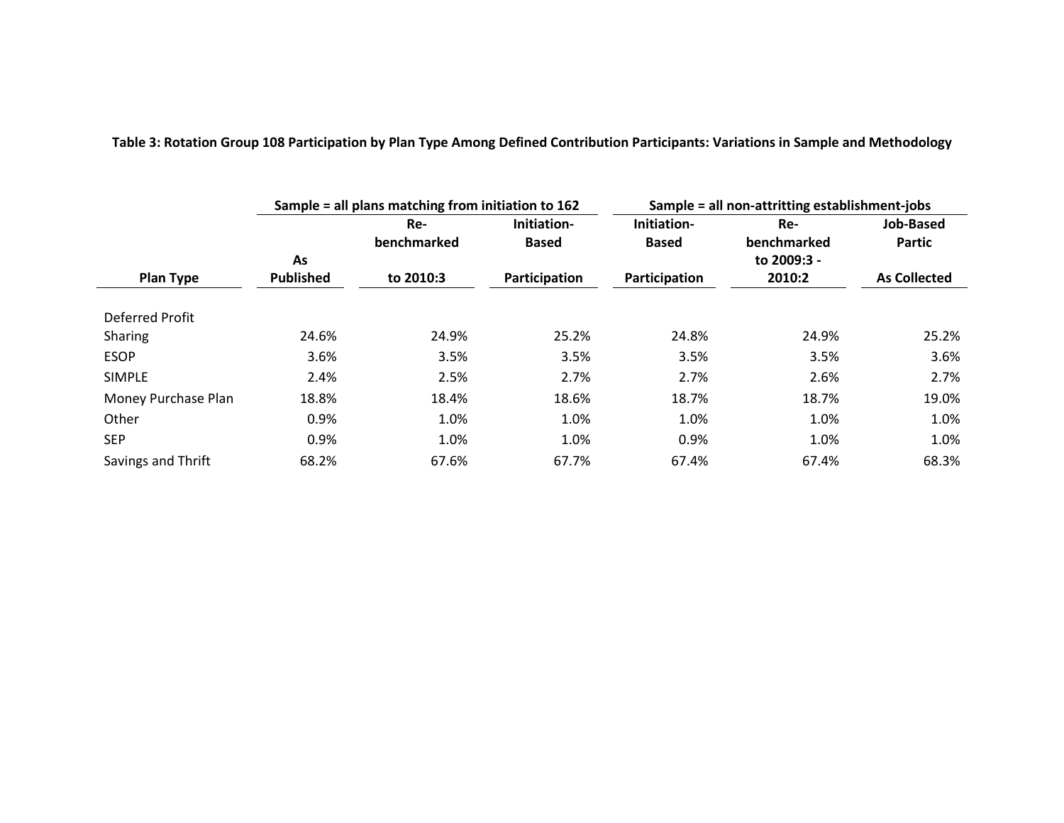**Table 3: Rotation Group 108 Participation by Plan Type Among Defined Contribution Participants: Variations in Sample and Methodology**

| | Sample = all plans matching from initiation to 162 | | | Sample = all non-attritting establishment-jobs | | |
|---|---|---|---|---|---|---|
| Plan Type | As Published | Re-benchmarked to 2010:3 | Initiation-Based Participation | Initiation-Based Participation | Re-benchmarked to 2009:3 - 2010:2 | Job-Based Partic As Collected |
| Deferred Profit Sharing | 24.6% | 24.9% | 25.2% | 24.8% | 24.9% | 25.2% |
| ESOP | 3.6% | 3.5% | 3.5% | 3.5% | 3.5% | 3.6% |
| SIMPLE | 2.4% | 2.5% | 2.7% | 2.7% | 2.6% | 2.7% |
| Money Purchase Plan | 18.8% | 18.4% | 18.6% | 18.7% | 18.7% | 19.0% |
| Other | 0.9% | 1.0% | 1.0% | 1.0% | 1.0% | 1.0% |
| SEP | 0.9% | 1.0% | 1.0% | 0.9% | 1.0% | 1.0% |
| Savings and Thrift | 68.2% | 67.6% | 67.7% | 67.4% | 67.4% | 68.3% |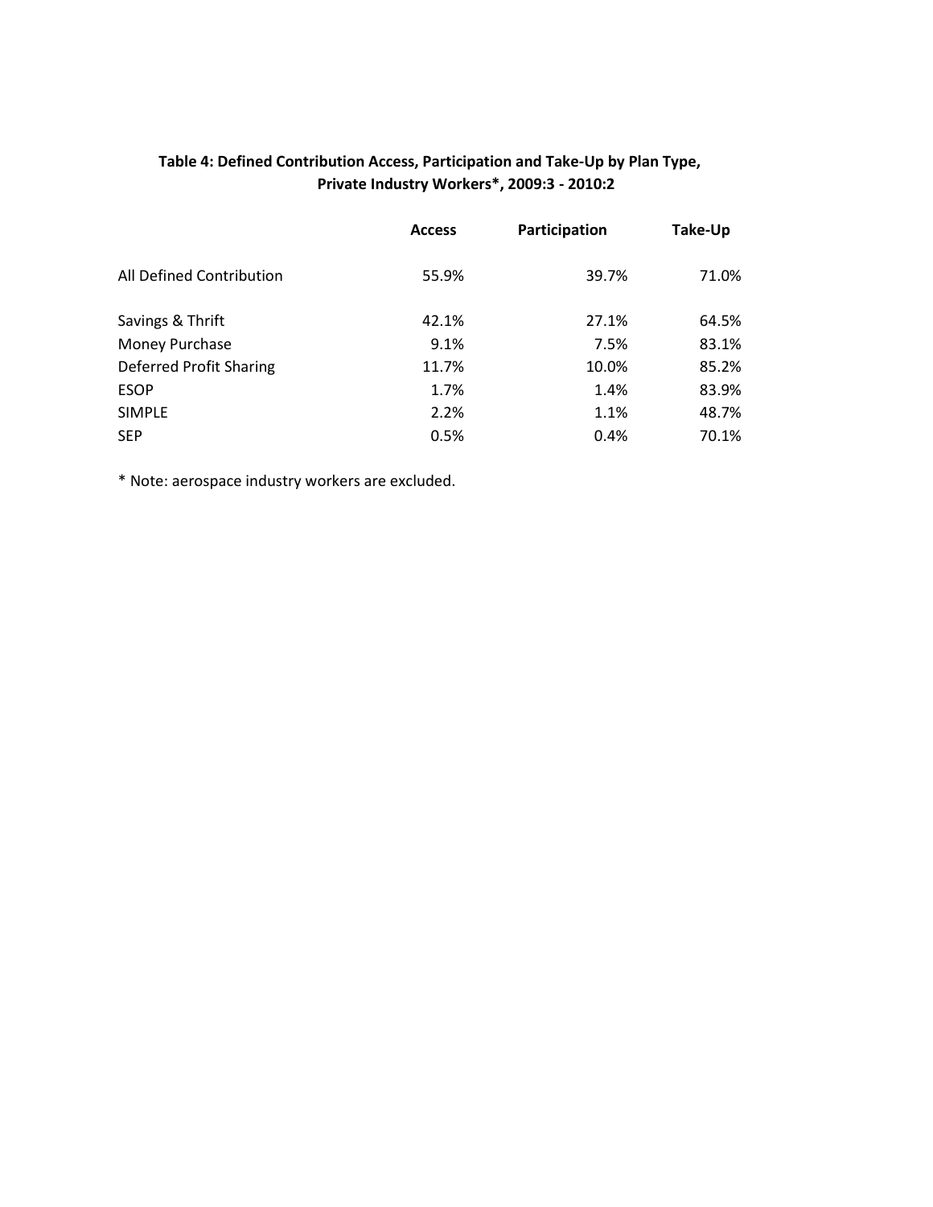**Table 4: Defined Contribution Access, Participation and Take-Up by Plan Type, Private Industry Workers*, 2009:3 - 2010:2**

| | Access | Participation | Take-Up |
|---|---|---|---|
| All Defined Contribution | 55.9% | 39.7% | 71.0% |
| Savings & Thrift | 42.1% | 27.1% | 64.5% |
| Money Purchase | 9.1% | 7.5% | 83.1% |
| Deferred Profit Sharing | 11.7% | 10.0% | 85.2% |
| ESOP | 1.7% | 1.4% | 83.9% |
| SIMPLE | 2.2% | 1.1% | 48.7% |
| SEP | 0.5% | 0.4% | 70.1% |

* Note: aerospace industry workers are excluded.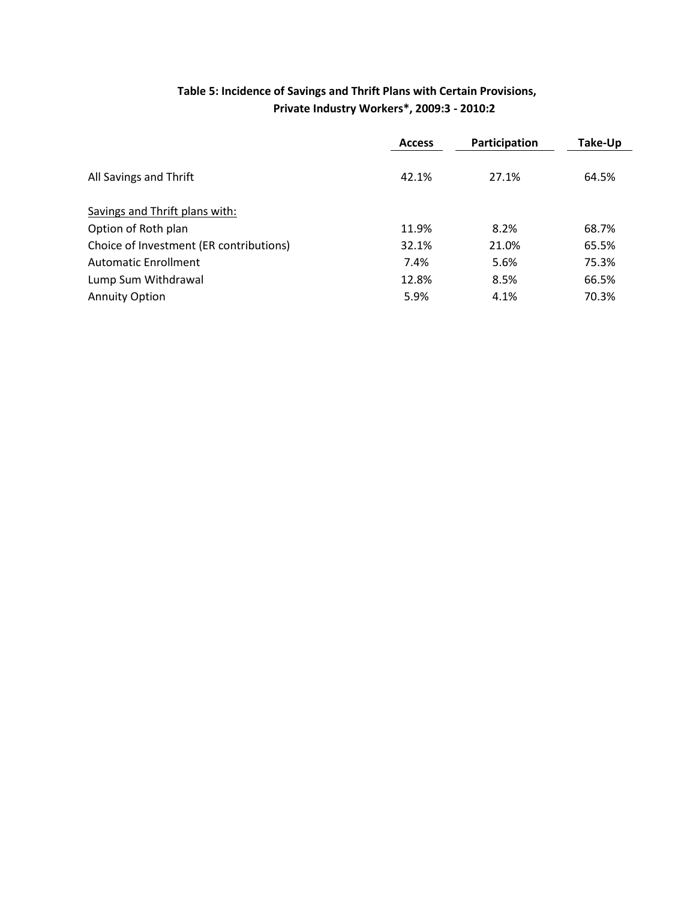**Table 5: Incidence of Savings and Thrift Plans with Certain Provisions, Private Industry Workers*, 2009:3 - 2010:2**

| | Access | Participation | Take-Up |
|---|---|---|---|
| All Savings and Thrift | 42.1% | 27.1% | 64.5% |
| Savings and Thrift plans with: | | | |
| Option of Roth plan | 11.9% | 8.2% | 68.7% |
| Choice of Investment (ER contributions) | 32.1% | 21.0% | 65.5% |
| Automatic Enrollment | 7.4% | 5.6% | 75.3% |
| Lump Sum Withdrawal | 12.8% | 8.5% | 66.5% |
| Annuity Option | 5.9% | 4.1% | 70.3% |